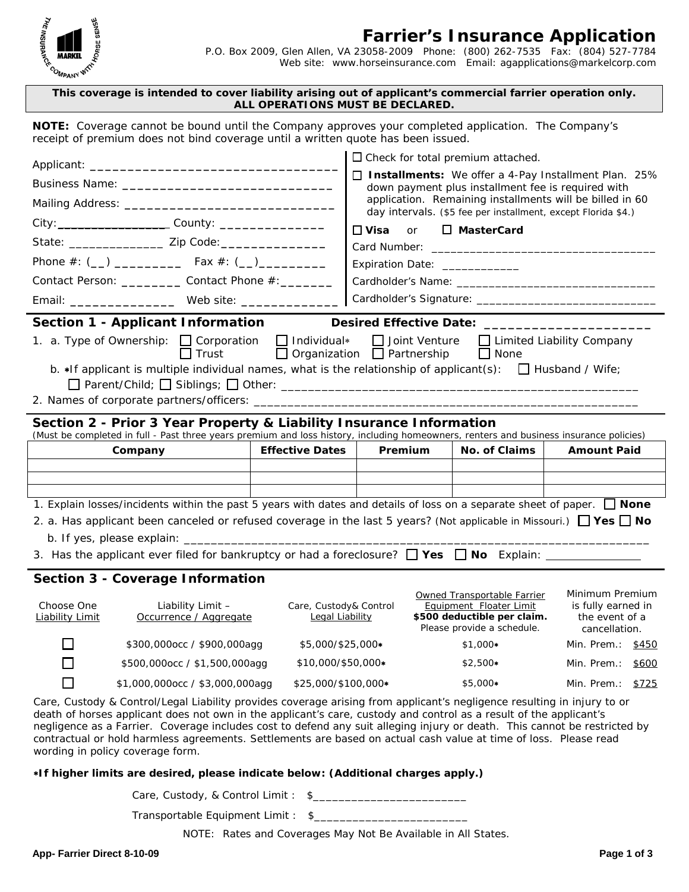# Farrier's Insurance Application

P.O. Box 2009, Glen Allen, VA 23058-2009 Phone: (800) 262-7535 Fax: (804) 527-7784
Web site: www.horseinsurance.com Email: agapplications@markelcorp.com

**This coverage is intended to cover liability arising out of applicant's commercial farrier operation only. ALL OPERATIONS MUST BE DECLARED.**

**NOTE:** Coverage cannot be bound until the Company approves your completed application. The Company's receipt of premium does not bind coverage until a written quote has been issued.

Applicant: ________________________________

Business Name: ____________________________

Mailing Address: ___________________________

City: ________________ County: ______________

State: ______________ Zip Code: ______________

Phone #: (__) _________ Fax #: (__) _________

Contact Person: ________ Contact Phone #: _______

Email: ______________ Web site: ____________

☐ Check for total premium attached.

☐ **Installments:** We offer a 4-Pay Installment Plan. 25% down payment plus installment fee is required with application. Remaining installments will be billed in 60 day intervals. ($5 fee per installment, except Florida $4.)

☐ **Visa** or ☐ **MasterCard**

Card Number: ________________________________

Expiration Date: ____________

Cardholder's Name: ____________________________

Cardholder's Signature: _________________________

## Section 1 - Applicant Information

**Desired Effective Date:** ____________________

1. a. Type of Ownership: ☐ Corporation ☐ Individual* ☐ Joint Venture ☐ Limited Liability Company ☐ Trust ☐ Organization ☐ Partnership ☐ None

   b. *If applicant is multiple individual names, what is the relationship of applicant(s): ☐ Husband / Wife; ☐ Parent/Child; ☐ Siblings; ☐ Other: ______________________________________________

2. Names of corporate partners/officers: ______________________________________________

## Section 2 - Prior 3 Year Property & Liability Insurance Information

(Must be completed in full - Past three years premium and loss history, including homeowners, renters and business insurance policies)

| Company | Effective Dates | Premium | No. of Claims | Amount Paid |
|---|---|---|---|---|
| | | | | |
| | | | | |
| | | | | |

1. Explain losses/incidents within the past 5 years with dates and details of loss on a separate sheet of paper. ☐ **None**
2. a. Has applicant been canceled or refused coverage in the last 5 years? (Not applicable in Missouri.) ☐ **Yes** ☐ **No**

   b. If yes, please explain: ______________________________________________
3. Has the applicant ever filed for bankruptcy or had a foreclosure? ☐ **Yes** ☐ **No** Explain: ______________

## Section 3 - Coverage Information

| Choose One Liability Limit | Liability Limit – Occurrence / Aggregate | Care, Custody& Control Legal Liability | Owned Transportable Farrier Equipment Floater Limit **$500 deductible per claim.** Please provide a schedule. | Minimum Premium is fully earned in the event of a cancellation. |
|---|---|---|---|---|
| ☐ | $300,000occ / $900,000agg | $5,000/$25,000* | $1,000* | Min. Prem.: $450 |
| ☐ | $500,000occ / $1,500,000agg | $10,000/$50,000* | $2,500* | Min. Prem.: $600 |
| ☐ | $1,000,000occ / $3,000,000agg | $25,000/$100,000* | $5,000* | Min. Prem.: $725 |

Care, Custody & Control/Legal Liability provides coverage arising from applicant's negligence resulting in injury to or death of horses applicant does not own in the applicant's care, custody and control as a result of the applicant's negligence as a Farrier. Coverage includes cost to defend any suit alleging injury or death. This cannot be restricted by contractual or hold harmless agreements. Settlements are based on actual cash value at time of loss. Please read wording in policy coverage form.

***If higher limits are desired, please indicate below: (Additional charges apply.)**

Care, Custody, & Control Limit : $________________________

Transportable Equipment Limit : $________________________

NOTE: Rates and Coverages May Not Be Available in All States.

App- Farrier Direct 8-10-09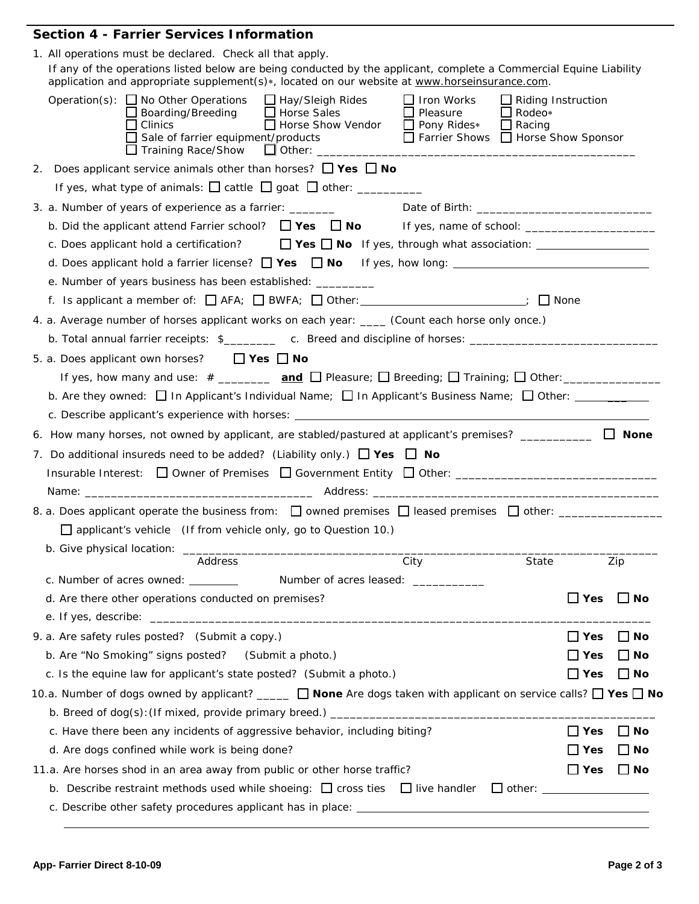## Section 4 - Farrier Services Information

1. All operations must be declared. Check all that apply.
   If any of the operations listed below are being conducted by the applicant, complete a Commercial Equine Liability application and appropriate supplement(s)*, located on our website at www.horseinsurance.com.

   Operation(s): ☐ No Other Operations ☐ Hay/Sleigh Rides ☐ Iron Works ☐ Riding Instruction
   ☐ Boarding/Breeding ☐ Horse Sales ☐ Pleasure ☐ Rodeo*
   ☐ Clinics ☐ Horse Show Vendor ☐ Pony Rides* ☐ Racing
   ☐ Sale of farrier equipment/products ☐ Farrier Shows ☐ Horse Show Sponsor
   ☐ Training Race/Show ☐ Other: ________________________________________________

2. Does applicant service animals other than horses? ☐ **Yes** ☐ **No**
   If yes, what type of animals: ☐ cattle ☐ goat ☐ other: __________

3. a. Number of years of experience as a farrier: _______ Date of Birth: ___________________________
   b. Did the applicant attend Farrier school? ☐ **Yes** ☐ **No** If yes, name of school: ____________________
   c. Does applicant hold a certification? ☐ **Yes** ☐ **No** If yes, through what association: ___________________
   d. Does applicant hold a farrier license? ☐ **Yes** ☐ **No** If yes, how long: ________________________________
   e. Number of years business has been established: _________
   f. Is applicant a member of: ☐ AFA; ☐ BWFA; ☐ Other:___________________________; ☐ None

4. a. Average number of horses applicant works on each year: ____ (Count each horse only once.)
   b. Total annual farrier receipts: $________ c. Breed and discipline of horses: _____________________________

5. a. Does applicant own horses? ☐ **Yes** ☐ **No**
   If yes, how many and use: # ________ **and** ☐ Pleasure; ☐ Breeding; ☐ Training; ☐ Other:_______________
   b. Are they owned: ☐ In Applicant's Individual Name; ☐ In Applicant's Business Name; ☐ Other: __________
   c. Describe applicant's experience with horses: ____________________________________________________________

6. How many horses, not owned by applicant, are stabled/pastured at applicant's premises? ___________ ☐ **None**

7. Do additional insureds need to be added? (Liability only.) ☐ **Yes** ☐ **No**
   Insurable Interest: ☐ Owner of Premises ☐ Government Entity ☐ Other: _______________________________
   Name: __________________________________ Address: _____________________________________________

8. a. Does applicant operate the business from: ☐ owned premises ☐ leased premises ☐ other: ________________
   ☐ applicant's vehicle (If from vehicle only, go to Question 10.)
   b. Give physical location: ________________________________________________________________________
   Address City State Zip
   c. Number of acres owned: ________ Number of acres leased: ___________
   d. Are there other operations conducted on premises? ☐ **Yes** ☐ **No**
   e. If yes, describe: ______________________________________________________________________________

9. a. Are safety rules posted? (Submit a copy.) ☐ **Yes** ☐ **No**
   b. Are "No Smoking" signs posted? (Submit a photo.) ☐ **Yes** ☐ **No**
   c. Is the equine law for applicant's state posted? (Submit a photo.) ☐ **Yes** ☐ **No**

10. a. Number of dogs owned by applicant? _____ ☐ **None** Are dogs taken with applicant on service calls? ☐ **Yes** ☐ **No**
    b. Breed of dog(s):(If mixed, provide primary breed.) _________________________________________________
    c. Have there been any incidents of aggressive behavior, including biting? ☐ **Yes** ☐ **No**
    d. Are dogs confined while work is being done? ☐ **Yes** ☐ **No**

11. a. Are horses shod in an area away from public or other horse traffic? ☐ **Yes** ☐ **No**
    b. Describe restraint methods used while shoeing: ☐ cross ties ☐ live handler ☐ other: __________________
    c. Describe other safety procedures applicant has in place: ______________________________________________

    ________________________________________________________________________________________________

App- Farrier Direct 8-10-09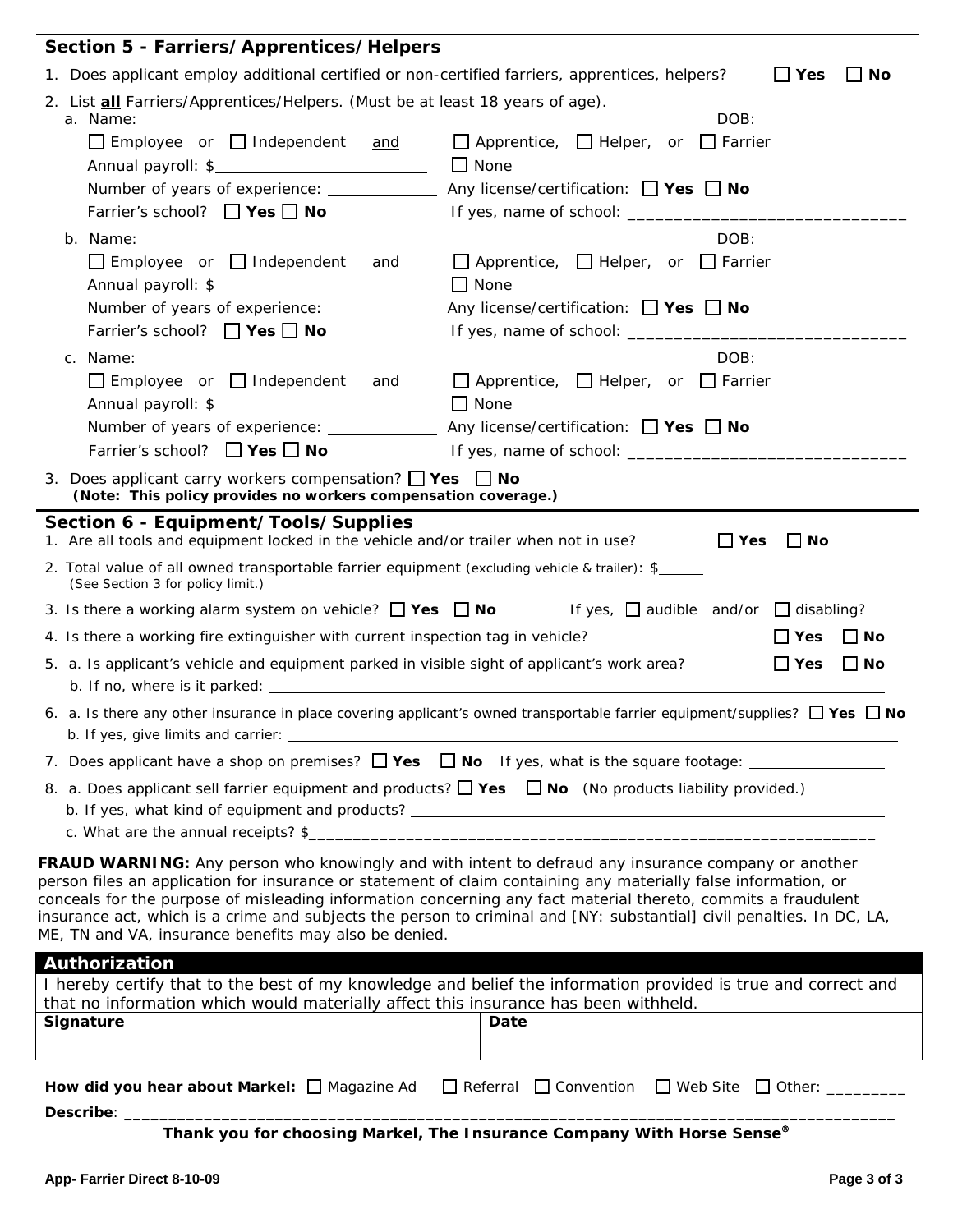## Section 5 - Farriers/Apprentices/Helpers

1. Does applicant employ additional certified or non-certified farriers, apprentices, helpers? ☐ **Yes** ☐ **No**

2. List **all** Farriers/Apprentices/Helpers. (Must be at least 18 years of age).

   a. Name: ______________________________ DOB: ________

   ☐ Employee or ☐ Independent and ☐ Apprentice, ☐ Helper, or ☐ Farrier

   Annual payroll: $______________________ ☐ None

   Number of years of experience: ____________ Any license/certification: ☐ **Yes** ☐ **No**

   Farrier's school? ☐ **Yes** ☐ **No** If yes, name of school: ______________________________

   b. Name: ______________________________ DOB: ________

   ☐ Employee or ☐ Independent and ☐ Apprentice, ☐ Helper, or ☐ Farrier

   Annual payroll: $______________________ ☐ None

   Number of years of experience: ____________ Any license/certification: ☐ **Yes** ☐ **No**

   Farrier's school? ☐ **Yes** ☐ **No** If yes, name of school: ______________________________

   c. Name: ______________________________ DOB: ________

   ☐ Employee or ☐ Independent and ☐ Apprentice, ☐ Helper, or ☐ Farrier

   Annual payroll: $______________________ ☐ None

   Number of years of experience: ____________ Any license/certification: ☐ **Yes** ☐ **No**

   Farrier's school? ☐ **Yes** ☐ **No** If yes, name of school: ______________________________

3. Does applicant carry workers compensation? ☐ **Yes** ☐ **No**
   **(Note: This policy provides no workers compensation coverage.)**

## Section 6 - Equipment/Tools/Supplies

1. Are all tools and equipment locked in the vehicle and/or trailer when not in use? ☐ **Yes** ☐ **No**
2. Total value of all owned transportable farrier equipment (excluding vehicle & trailer): $______
   (See Section 3 for policy limit.)
3. Is there a working alarm system on vehicle? ☐ **Yes** ☐ **No** If yes, ☐ audible and/or ☐ disabling?
4. Is there a working fire extinguisher with current inspection tag in vehicle? ☐ **Yes** ☐ **No**
5. a. Is applicant's vehicle and equipment parked in visible sight of applicant's work area? ☐ **Yes** ☐ **No**
   b. If no, where is it parked: ______________________________
6. a. Is there any other insurance in place covering applicant's owned transportable farrier equipment/supplies? ☐ **Yes** ☐ **No**
   b. If yes, give limits and carrier: ______________________________
7. Does applicant have a shop on premises? ☐ **Yes** ☐ **No** If yes, what is the square footage: ______________
8. a. Does applicant sell farrier equipment and products? ☐ **Yes** ☐ **No** (No products liability provided.)
   b. If yes, what kind of equipment and products? ______________________________
   c. What are the annual receipts? $______________________________

**FRAUD WARNING:** Any person who knowingly and with intent to defraud any insurance company or another person files an application for insurance or statement of claim containing any materially false information, or conceals for the purpose of misleading information concerning any fact material thereto, commits a fraudulent insurance act, which is a crime and subjects the person to criminal and [NY: substantial] civil penalties. In DC, LA, ME, TN and VA, insurance benefits may also be denied.

## Authorization

I hereby certify that to the best of my knowledge and belief the information provided is true and correct and that no information which would materially affect this insurance has been withheld.

| **Signature** | **Date** |
|---|---|
| | |

**How did you hear about Markel:** ☐ Magazine Ad ☐ Referral ☐ Convention ☐ Web Site ☐ Other: _________

**Describe**: ______________________________

**Thank you for choosing Markel, The Insurance Company With Horse Sense®**

App- Farrier Direct 8-10-09